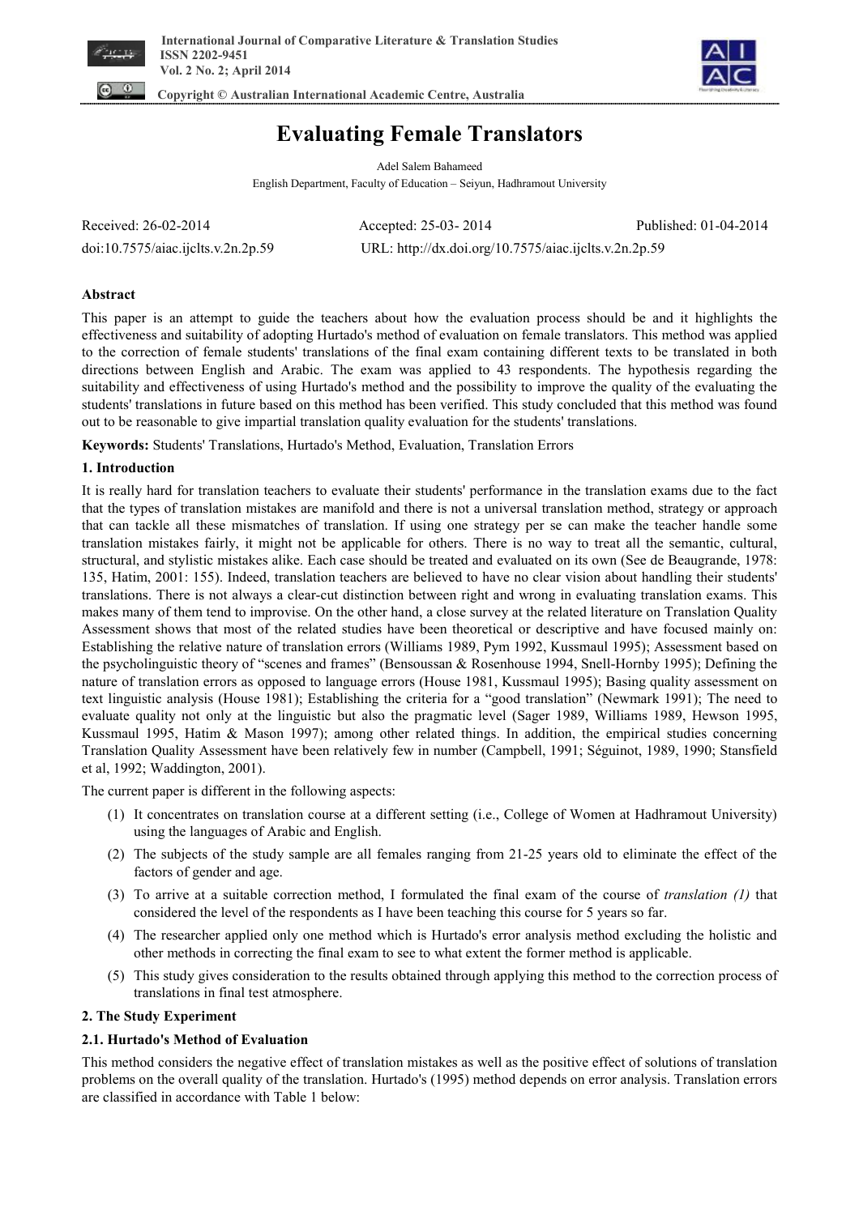# Evaluating Female Translators

Adel Salem Bahameed

English Department, Faculty of Education – Seiyun, Hadhramout University

Received: 26-02-2014 Accepted: 25-03- 2014 Published: 01-04-2014

doi:10.7575/aiac.ijclts.v.2n.2p.59 URL: http://dx.doi.org/10.7575/aiac.ijclts.v.2n.2p.59

## Abstract

This paper is an attempt to guide the teachers about how the evaluation process should be and it highlights the effectiveness and suitability of adopting Hurtado's method of evaluation on female translators. This method was applied to the correction of female students' translations of the final exam containing different texts to be translated in both directions between English and Arabic. The exam was applied to 43 respondents. The hypothesis regarding the suitability and effectiveness of using Hurtado's method and the possibility to improve the quality of the evaluating the students' translations in future based on this method has been verified. This study concluded that this method was found out to be reasonable to give impartial translation quality evaluation for the students' translations.

**Keywords:** Students' Translations, Hurtado's Method, Evaluation, Translation Errors

## 1. Introduction

It is really hard for translation teachers to evaluate their students' performance in the translation exams due to the fact that the types of translation mistakes are manifold and there is not a universal translation method, strategy or approach that can tackle all these mismatches of translation. If using one strategy per se can make the teacher handle some translation mistakes fairly, it might not be applicable for others. There is no way to treat all the semantic, cultural, structural, and stylistic mistakes alike. Each case should be treated and evaluated on its own (See de Beaugrande, 1978: 135, Hatim, 2001: 155). Indeed, translation teachers are believed to have no clear vision about handling their students' translations. There is not always a clear-cut distinction between right and wrong in evaluating translation exams. This makes many of them tend to improvise. On the other hand, a close survey at the related literature on Translation Quality Assessment shows that most of the related studies have been theoretical or descriptive and have focused mainly on: Establishing the relative nature of translation errors (Williams 1989, Pym 1992, Kussmaul 1995); Assessment based on the psycholinguistic theory of "scenes and frames" (Bensoussan & Rosenhouse 1994, Snell-Hornby 1995); Defining the nature of translation errors as opposed to language errors (House 1981, Kussmaul 1995); Basing quality assessment on text linguistic analysis (House 1981); Establishing the criteria for a "good translation" (Newmark 1991); The need to evaluate quality not only at the linguistic but also the pragmatic level (Sager 1989, Williams 1989, Hewson 1995, Kussmaul 1995, Hatim & Mason 1997); among other related things. In addition, the empirical studies concerning Translation Quality Assessment have been relatively few in number (Campbell, 1991; Séguinot, 1989, 1990; Stansfield et al, 1992; Waddington, 2001).

The current paper is different in the following aspects:

(1) It concentrates on translation course at a different setting (i.e., College of Women at Hadhramout University) using the languages of Arabic and English.

(2) The subjects of the study sample are all females ranging from 21-25 years old to eliminate the effect of the factors of gender and age.

(3) To arrive at a suitable correction method, I formulated the final exam of the course of *translation (1)* that considered the level of the respondents as I have been teaching this course for 5 years so far.

(4) The researcher applied only one method which is Hurtado's error analysis method excluding the holistic and other methods in correcting the final exam to see to what extent the former method is applicable.

(5) This study gives consideration to the results obtained through applying this method to the correction process of translations in final test atmosphere.

## 2. The Study Experiment

### 2.1. Hurtado's Method of Evaluation

This method considers the negative effect of translation mistakes as well as the positive effect of solutions of translation problems on the overall quality of the translation. Hurtado's (1995) method depends on error analysis. Translation errors are classified in accordance with Table 1 below: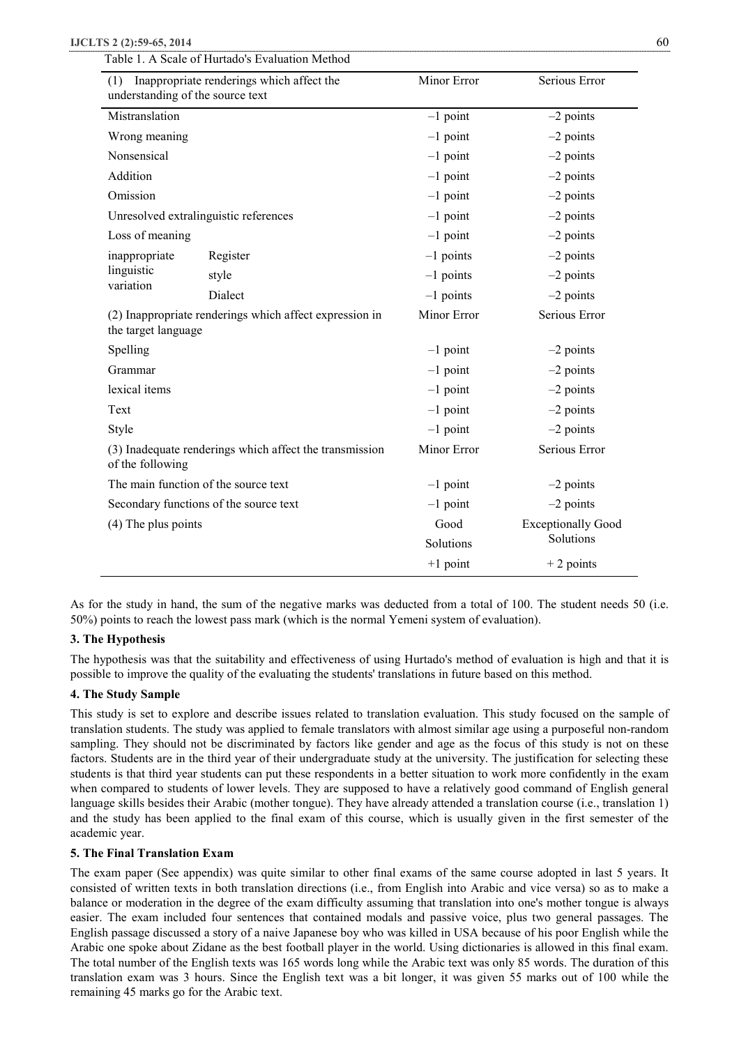Table 1. A Scale of Hurtado's Evaluation Method

| (1) Inappropriate renderings which affect the understanding of the source text | | Minor Error | Serious Error |
|---|---|---|---|
| Mistranslation | | –1 point | –2 points |
| Wrong meaning | | –1 point | –2 points |
| Nonsensical | | –1 point | –2 points |
| Addition | | –1 point | –2 points |
| Omission | | –1 point | –2 points |
| Unresolved extralinguistic references | | –1 point | –2 points |
| Loss of meaning | | –1 point | –2 points |
| inappropriate linguistic variation | Register | –1 points | –2 points |
| | style | –1 points | –2 points |
| | Dialect | –1 points | –2 points |
| (2) Inappropriate renderings which affect expression in the target language | | Minor Error | Serious Error |
| Spelling | | –1 point | –2 points |
| Grammar | | –1 point | –2 points |
| lexical items | | –1 point | –2 points |
| Text | | –1 point | –2 points |
| Style | | –1 point | –2 points |
| (3) Inadequate renderings which affect the transmission of the following | | Minor Error | Serious Error |
| The main function of the source text | | –1 point | –2 points |
| Secondary functions of the source text | | –1 point | –2 points |
| (4) The plus points | | Good Solutions | Exceptionally Good Solutions |
| | | +1 point | + 2 points |

As for the study in hand, the sum of the negative marks was deducted from a total of 100. The student needs 50 (i.e. 50%) points to reach the lowest pass mark (which is the normal Yemeni system of evaluation).

### 3. The Hypothesis

The hypothesis was that the suitability and effectiveness of using Hurtado's method of evaluation is high and that it is possible to improve the quality of the evaluating the students' translations in future based on this method.

### 4. The Study Sample

This study is set to explore and describe issues related to translation evaluation. This study focused on the sample of translation students. The study was applied to female translators with almost similar age using a purposeful non-random sampling. They should not be discriminated by factors like gender and age as the focus of this study is not on these factors. Students are in the third year of their undergraduate study at the university. The justification for selecting these students is that third year students can put these respondents in a better situation to work more confidently in the exam when compared to students of lower levels. They are supposed to have a relatively good command of English general language skills besides their Arabic (mother tongue). They have already attended a translation course (i.e., translation 1) and the study has been applied to the final exam of this course, which is usually given in the first semester of the academic year.

### 5. The Final Translation Exam

The exam paper (See appendix) was quite similar to other final exams of the same course adopted in last 5 years. It consisted of written texts in both translation directions (i.e., from English into Arabic and vice versa) so as to make a balance or moderation in the degree of the exam difficulty assuming that translation into one's mother tongue is always easier. The exam included four sentences that contained modals and passive voice, plus two general passages. The English passage discussed a story of a naive Japanese boy who was killed in USA because of his poor English while the Arabic one spoke about Zidane as the best football player in the world. Using dictionaries is allowed in this final exam. The total number of the English texts was 165 words long while the Arabic text was only 85 words. The duration of this translation exam was 3 hours. Since the English text was a bit longer, it was given 55 marks out of 100 while the remaining 45 marks go for the Arabic text.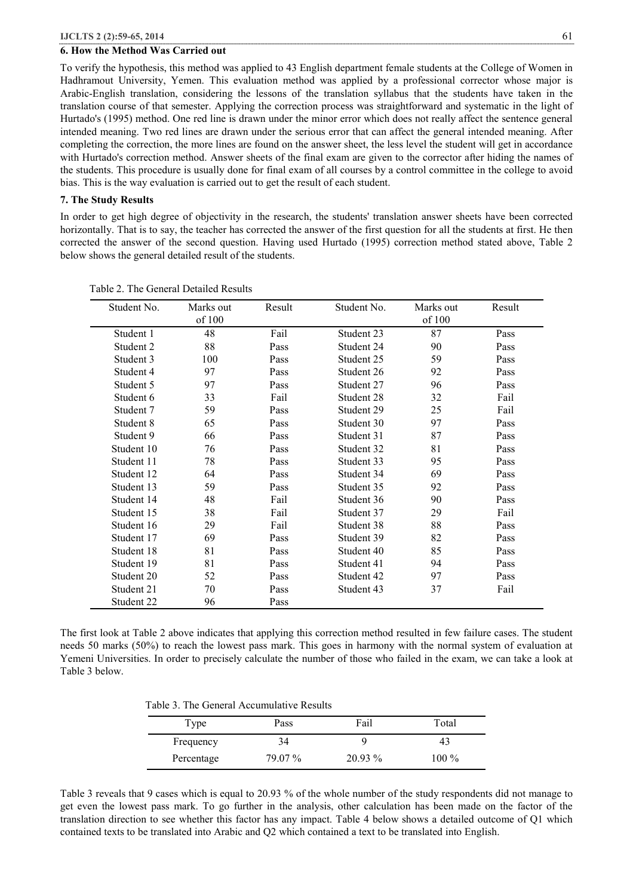### 6. How the Method Was Carried out

To verify the hypothesis, this method was applied to 43 English department female students at the College of Women in Hadhramout University, Yemen. This evaluation method was applied by a professional corrector whose major is Arabic-English translation, considering the lessons of the translation syllabus that the students have taken in the translation course of that semester. Applying the correction process was straightforward and systematic in the light of Hurtado's (1995) method. One red line is drawn under the minor error which does not really affect the sentence general intended meaning. Two red lines are drawn under the serious error that can affect the general intended meaning. After completing the correction, the more lines are found on the answer sheet, the less level the student will get in accordance with Hurtado's correction method. Answer sheets of the final exam are given to the corrector after hiding the names of the students. This procedure is usually done for final exam of all courses by a control committee in the college to avoid bias. This is the way evaluation is carried out to get the result of each student.

### 7. The Study Results

In order to get high degree of objectivity in the research, the students' translation answer sheets have been corrected horizontally. That is to say, the teacher has corrected the answer of the first question for all the students at first. He then corrected the answer of the second question. Having used Hurtado (1995) correction method stated above, Table 2 below shows the general detailed result of the students.

Table 2. The General Detailed Results

| Student No. | Marks out of 100 | Result | Student No. | Marks out of 100 | Result |
|---|---|---|---|---|---|
| Student 1 | 48 | Fail | Student 23 | 87 | Pass |
| Student 2 | 88 | Pass | Student 24 | 90 | Pass |
| Student 3 | 100 | Pass | Student 25 | 59 | Pass |
| Student 4 | 97 | Pass | Student 26 | 92 | Pass |
| Student 5 | 97 | Pass | Student 27 | 96 | Pass |
| Student 6 | 33 | Fail | Student 28 | 32 | Fail |
| Student 7 | 59 | Pass | Student 29 | 25 | Fail |
| Student 8 | 65 | Pass | Student 30 | 97 | Pass |
| Student 9 | 66 | Pass | Student 31 | 87 | Pass |
| Student 10 | 76 | Pass | Student 32 | 81 | Pass |
| Student 11 | 78 | Pass | Student 33 | 95 | Pass |
| Student 12 | 64 | Pass | Student 34 | 69 | Pass |
| Student 13 | 59 | Pass | Student 35 | 92 | Pass |
| Student 14 | 48 | Fail | Student 36 | 90 | Pass |
| Student 15 | 38 | Fail | Student 37 | 29 | Fail |
| Student 16 | 29 | Fail | Student 38 | 88 | Pass |
| Student 17 | 69 | Pass | Student 39 | 82 | Pass |
| Student 18 | 81 | Pass | Student 40 | 85 | Pass |
| Student 19 | 81 | Pass | Student 41 | 94 | Pass |
| Student 20 | 52 | Pass | Student 42 | 97 | Pass |
| Student 21 | 70 | Pass | Student 43 | 37 | Fail |
| Student 22 | 96 | Pass | | | |

The first look at Table 2 above indicates that applying this correction method resulted in few failure cases. The student needs 50 marks (50%) to reach the lowest pass mark. This goes in harmony with the normal system of evaluation at Yemeni Universities. In order to precisely calculate the number of those who failed in the exam, we can take a look at Table 3 below.

Table 3. The General Accumulative Results

| Type | Pass | Fail | Total |
|---|---|---|---|
| Frequency | 34 | 9 | 43 |
| Percentage | 79.07 % | 20.93 % | 100 % |

Table 3 reveals that 9 cases which is equal to 20.93 % of the whole number of the study respondents did not manage to get even the lowest pass mark. To go further in the analysis, other calculation has been made on the factor of the translation direction to see whether this factor has any impact. Table 4 below shows a detailed outcome of Q1 which contained texts to be translated into Arabic and Q2 which contained a text to be translated into English.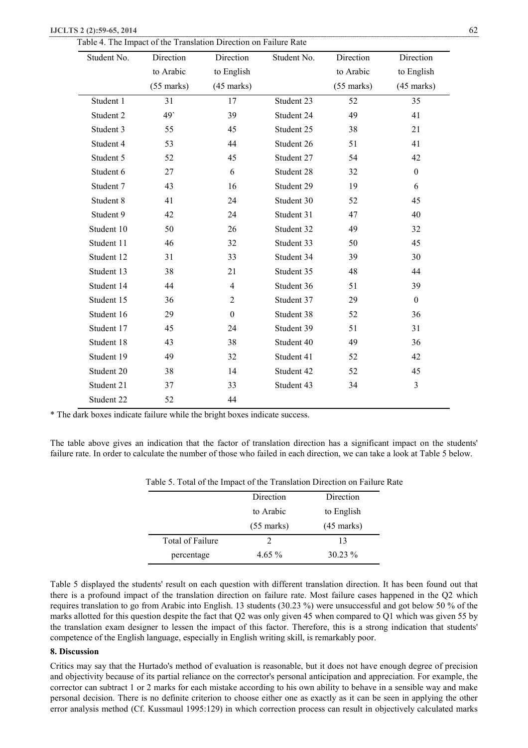Table 4. The Impact of the Translation Direction on Failure Rate

| Student No. | Direction to Arabic (55 marks) | Direction to English (45 marks) | Student No. | Direction to Arabic (55 marks) | Direction to English (45 marks) |
|---|---|---|---|---|---|
| Student 1 | 31 | 17 | Student 23 | 52 | 35 |
| Student 2 | 49` | 39 | Student 24 | 49 | 41 |
| Student 3 | 55 | 45 | Student 25 | 38 | 21 |
| Student 4 | 53 | 44 | Student 26 | 51 | 41 |
| Student 5 | 52 | 45 | Student 27 | 54 | 42 |
| Student 6 | 27 | 6 | Student 28 | 32 | 0 |
| Student 7 | 43 | 16 | Student 29 | 19 | 6 |
| Student 8 | 41 | 24 | Student 30 | 52 | 45 |
| Student 9 | 42 | 24 | Student 31 | 47 | 40 |
| Student 10 | 50 | 26 | Student 32 | 49 | 32 |
| Student 11 | 46 | 32 | Student 33 | 50 | 45 |
| Student 12 | 31 | 33 | Student 34 | 39 | 30 |
| Student 13 | 38 | 21 | Student 35 | 48 | 44 |
| Student 14 | 44 | 4 | Student 36 | 51 | 39 |
| Student 15 | 36 | 2 | Student 37 | 29 | 0 |
| Student 16 | 29 | 0 | Student 38 | 52 | 36 |
| Student 17 | 45 | 24 | Student 39 | 51 | 31 |
| Student 18 | 43 | 38 | Student 40 | 49 | 36 |
| Student 19 | 49 | 32 | Student 41 | 52 | 42 |
| Student 20 | 38 | 14 | Student 42 | 52 | 45 |
| Student 21 | 37 | 33 | Student 43 | 34 | 3 |
| Student 22 | 52 | 44 | | | |

* The dark boxes indicate failure while the bright boxes indicate success.

The table above gives an indication that the factor of translation direction has a significant impact on the students' failure rate. In order to calculate the number of those who failed in each direction, we can take a look at Table 5 below.

Table 5. Total of the Impact of the Translation Direction on Failure Rate

| | Direction to Arabic (55 marks) | Direction to English (45 marks) |
|---|---|---|
| Total of Failure | 2 | 13 |
| percentage | 4.65 % | 30.23 % |

Table 5 displayed the students' result on each question with different translation direction. It has been found out that there is a profound impact of the translation direction on failure rate. Most failure cases happened in the Q2 which requires translation to go from Arabic into English. 13 students (30.23 %) were unsuccessful and got below 50 % of the marks allotted for this question despite the fact that Q2 was only given 45 when compared to Q1 which was given 55 by the translation exam designer to lessen the impact of this factor. Therefore, this is a strong indication that students' competence of the English language, especially in English writing skill, is remarkably poor.

## 8. Discussion

Critics may say that the Hurtado's method of evaluation is reasonable, but it does not have enough degree of precision and objectivity because of its partial reliance on the corrector's personal anticipation and appreciation. For example, the corrector can subtract 1 or 2 marks for each mistake according to his own ability to behave in a sensible way and make personal decision. There is no definite criterion to choose either one as exactly as it can be seen in applying the other error analysis method (Cf. Kussmaul 1995:129) in which correction process can result in objectively calculated marks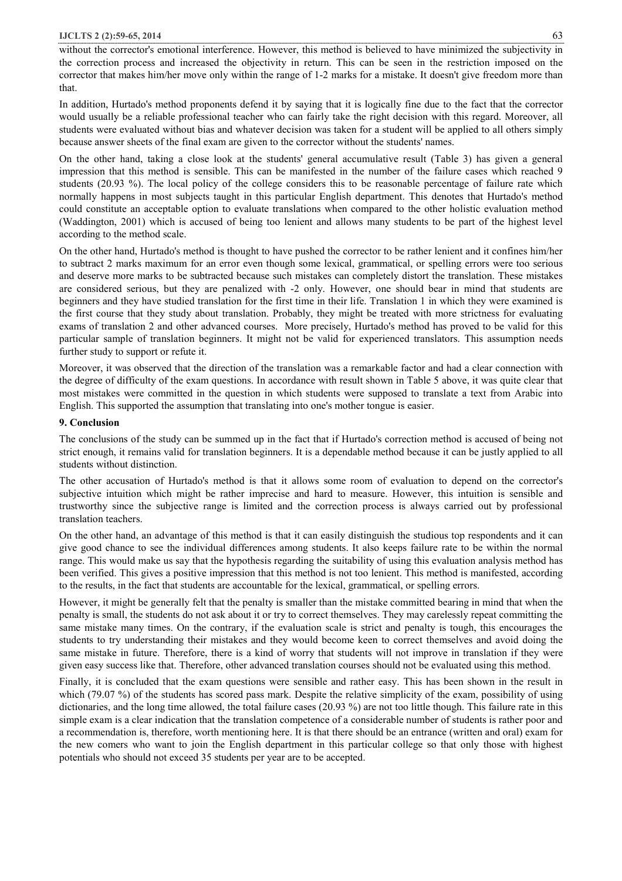without the corrector's emotional interference. However, this method is believed to have minimized the subjectivity in the correction process and increased the objectivity in return. This can be seen in the restriction imposed on the corrector that makes him/her move only within the range of 1-2 marks for a mistake. It doesn't give freedom more than that.

In addition, Hurtado's method proponents defend it by saying that it is logically fine due to the fact that the corrector would usually be a reliable professional teacher who can fairly take the right decision with this regard. Moreover, all students were evaluated without bias and whatever decision was taken for a student will be applied to all others simply because answer sheets of the final exam are given to the corrector without the students' names.

On the other hand, taking a close look at the students' general accumulative result (Table 3) has given a general impression that this method is sensible. This can be manifested in the number of the failure cases which reached 9 students (20.93 %). The local policy of the college considers this to be reasonable percentage of failure rate which normally happens in most subjects taught in this particular English department. This denotes that Hurtado's method could constitute an acceptable option to evaluate translations when compared to the other holistic evaluation method (Waddington, 2001) which is accused of being too lenient and allows many students to be part of the highest level according to the method scale.

On the other hand, Hurtado's method is thought to have pushed the corrector to be rather lenient and it confines him/her to subtract 2 marks maximum for an error even though some lexical, grammatical, or spelling errors were too serious and deserve more marks to be subtracted because such mistakes can completely distort the translation. These mistakes are considered serious, but they are penalized with -2 only. However, one should bear in mind that students are beginners and they have studied translation for the first time in their life. Translation 1 in which they were examined is the first course that they study about translation. Probably, they might be treated with more strictness for evaluating exams of translation 2 and other advanced courses. More precisely, Hurtado's method has proved to be valid for this particular sample of translation beginners. It might not be valid for experienced translators. This assumption needs further study to support or refute it.

Moreover, it was observed that the direction of the translation was a remarkable factor and had a clear connection with the degree of difficulty of the exam questions. In accordance with result shown in Table 5 above, it was quite clear that most mistakes were committed in the question in which students were supposed to translate a text from Arabic into English. This supported the assumption that translating into one's mother tongue is easier.

## 9. Conclusion

The conclusions of the study can be summed up in the fact that if Hurtado's correction method is accused of being not strict enough, it remains valid for translation beginners. It is a dependable method because it can be justly applied to all students without distinction.

The other accusation of Hurtado's method is that it allows some room of evaluation to depend on the corrector's subjective intuition which might be rather imprecise and hard to measure. However, this intuition is sensible and trustworthy since the subjective range is limited and the correction process is always carried out by professional translation teachers.

On the other hand, an advantage of this method is that it can easily distinguish the studious top respondents and it can give good chance to see the individual differences among students. It also keeps failure rate to be within the normal range. This would make us say that the hypothesis regarding the suitability of using this evaluation analysis method has been verified. This gives a positive impression that this method is not too lenient. This method is manifested, according to the results, in the fact that students are accountable for the lexical, grammatical, or spelling errors.

However, it might be generally felt that the penalty is smaller than the mistake committed bearing in mind that when the penalty is small, the students do not ask about it or try to correct themselves. They may carelessly repeat committing the same mistake many times. On the contrary, if the evaluation scale is strict and penalty is tough, this encourages the students to try understanding their mistakes and they would become keen to correct themselves and avoid doing the same mistake in future. Therefore, there is a kind of worry that students will not improve in translation if they were given easy success like that. Therefore, other advanced translation courses should not be evaluated using this method.

Finally, it is concluded that the exam questions were sensible and rather easy. This has been shown in the result in which (79.07 %) of the students has scored pass mark. Despite the relative simplicity of the exam, possibility of using dictionaries, and the long time allowed, the total failure cases (20.93 %) are not too little though. This failure rate in this simple exam is a clear indication that the translation competence of a considerable number of students is rather poor and a recommendation is, therefore, worth mentioning here. It is that there should be an entrance (written and oral) exam for the new comers who want to join the English department in this particular college so that only those with highest potentials who should not exceed 35 students per year are to be accepted.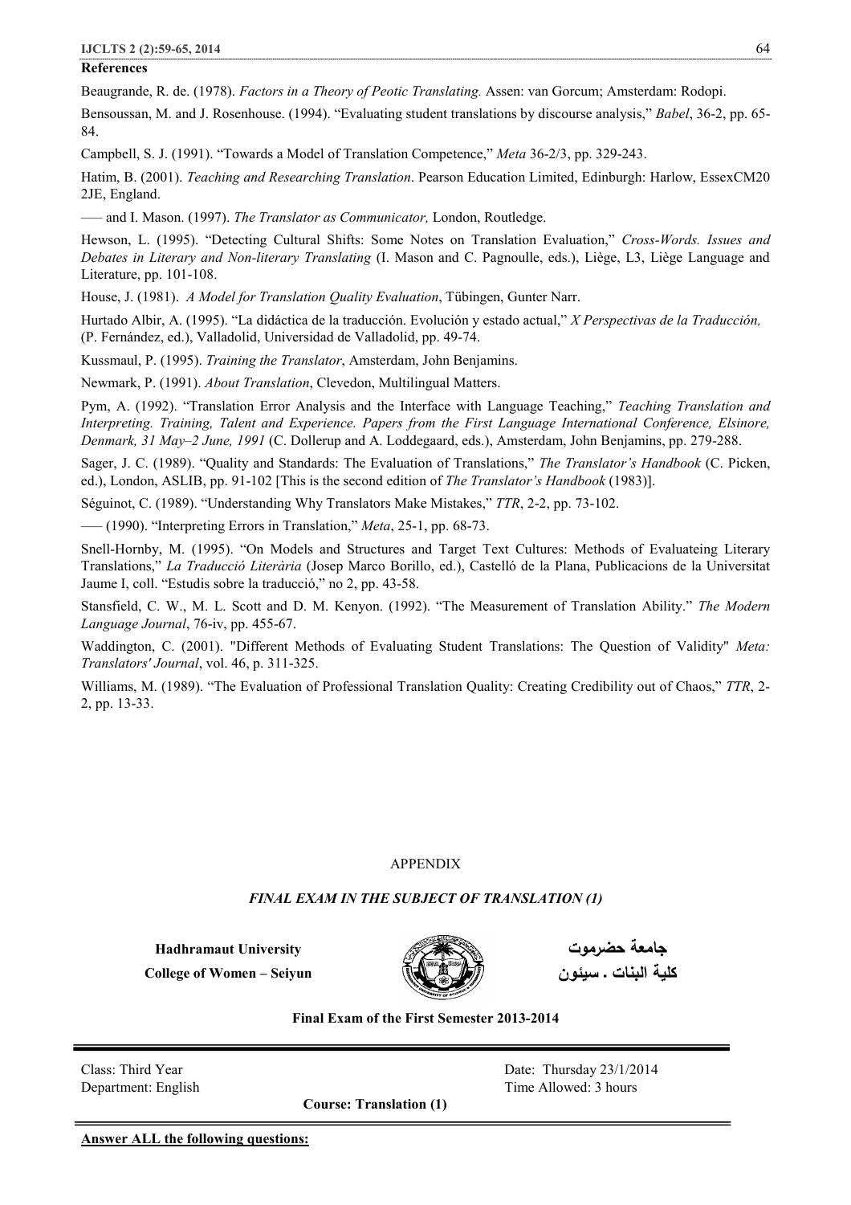**References**

Beaugrande, R. de. (1978). *Factors in a Theory of Peotic Translating.* Assen: van Gorcum; Amsterdam: Rodopi.

Bensoussan, M. and J. Rosenhouse. (1994). "Evaluating student translations by discourse analysis," *Babel*, 36-2, pp. 65-84.

Campbell, S. J. (1991). "Towards a Model of Translation Competence," *Meta* 36-2/3, pp. 329-243.

Hatim, B. (2001). *Teaching and Researching Translation*. Pearson Education Limited, Edinburgh: Harlow, EssexCM20 2JE, England.

—— and I. Mason. (1997). *The Translator as Communicator,* London, Routledge.

Hewson, L. (1995). "Detecting Cultural Shifts: Some Notes on Translation Evaluation," *Cross-Words. Issues and Debates in Literary and Non-literary Translating* (I. Mason and C. Pagnoulle, eds.), Liège, L3, Liège Language and Literature, pp. 101-108.

House, J. (1981). *A Model for Translation Quality Evaluation*, Tübingen, Gunter Narr.

Hurtado Albir, A. (1995). "La didáctica de la traducción. Evolución y estado actual," *X Perspectivas de la Traducción,* (P. Fernández, ed.), Valladolid, Universidad de Valladolid, pp. 49-74.

Kussmaul, P. (1995). *Training the Translator*, Amsterdam, John Benjamins.

Newmark, P. (1991). *About Translation*, Clevedon, Multilingual Matters.

Pym, A. (1992). "Translation Error Analysis and the Interface with Language Teaching," *Teaching Translation and Interpreting. Training, Talent and Experience. Papers from the First Language International Conference, Elsinore, Denmark, 31 May–2 June, 1991* (C. Dollerup and A. Loddegaard, eds.), Amsterdam, John Benjamins, pp. 279-288.

Sager, J. C. (1989). "Quality and Standards: The Evaluation of Translations," *The Translator's Handbook* (C. Picken, ed.), London, ASLIB, pp. 91-102 [This is the second edition of *The Translator's Handbook* (1983)].

Séguinot, C. (1989). "Understanding Why Translators Make Mistakes," *TTR*, 2-2, pp. 73-102.

—— (1990). "Interpreting Errors in Translation," *Meta*, 25-1, pp. 68-73.

Snell-Hornby, M. (1995). "On Models and Structures and Target Text Cultures: Methods of Evaluateing Literary Translations," *La Traducció Literària* (Josep Marco Borillo, ed.), Castelló de la Plana, Publicacions de la Universitat Jaume I, coll. "Estudis sobre la traducció," no 2, pp. 43-58.

Stansfield, C. W., M. L. Scott and D. M. Kenyon. (1992). "The Measurement of Translation Ability." *The Modern Language Journal*, 76-iv, pp. 455-67.

Waddington, C. (2001). "Different Methods of Evaluating Student Translations: The Question of Validity" *Meta: Translators' Journal*, vol. 46, p. 311-325.

Williams, M. (1989). "The Evaluation of Professional Translation Quality: Creating Credibility out of Chaos," *TTR*, 2-2, pp. 13-33.

APPENDIX

***FINAL EXAM IN THE SUBJECT OF TRANSLATION (1)***

**Hadhramaut University** **جامعة حضرموت**

**College of Women – Seiyun** **كلية البنات . سيئون**

**Final Exam of the First Semester 2013-2014**

Class: Third Year  Date: Thursday 23/1/2014

Department: English  Time Allowed: 3 hours

**Course: Translation (1)**

**Answer ALL the following questions:**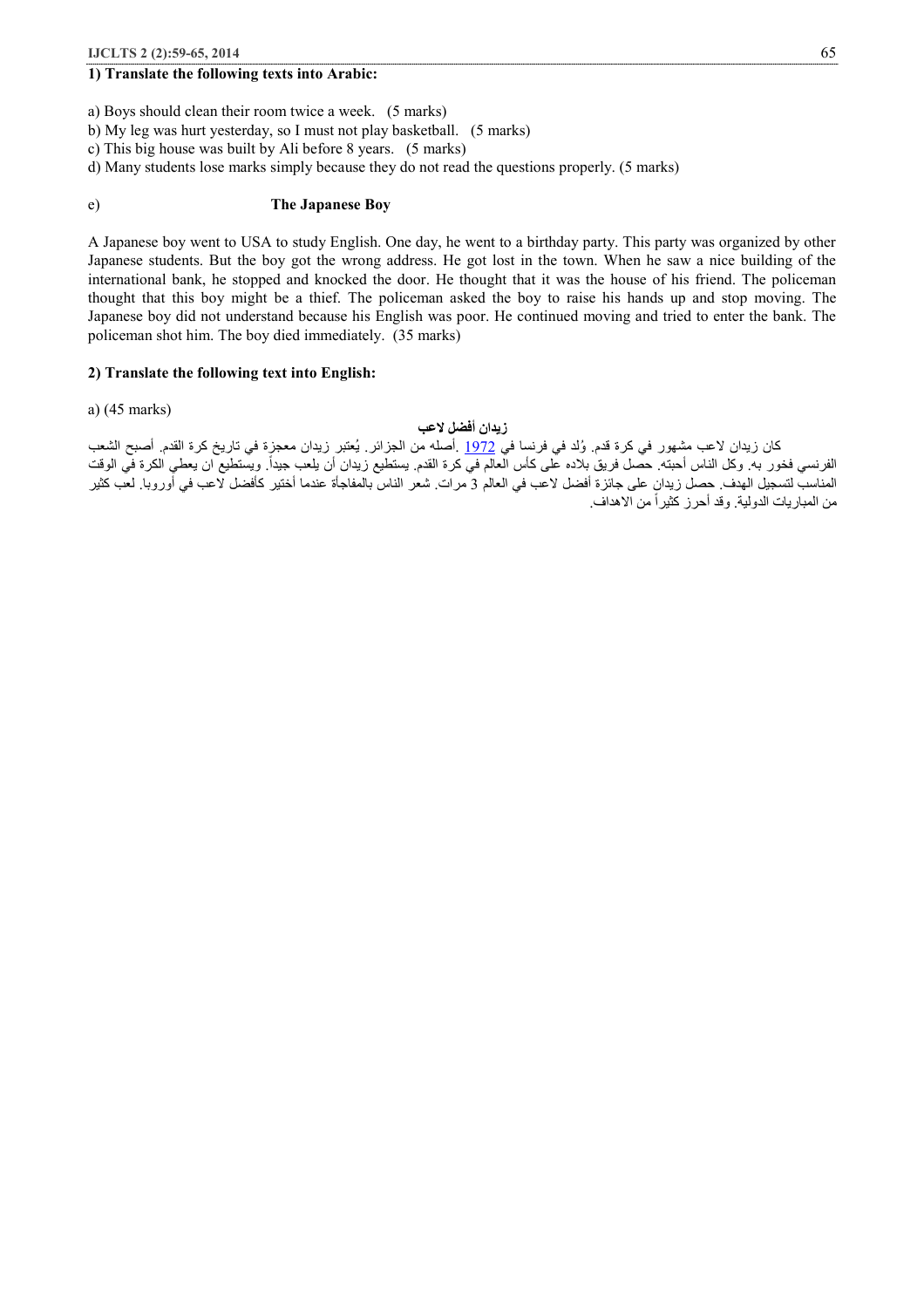**1) Translate the following texts into Arabic:**

a) Boys should clean their room twice a week. (5 marks)

b) My leg was hurt yesterday, so I must not play basketball. (5 marks)

c) This big house was built by Ali before 8 years. (5 marks)

d) Many students lose marks simply because they do not read the questions properly. (5 marks)

e) **The Japanese Boy**

A Japanese boy went to USA to study English. One day, he went to a birthday party. This party was organized by other Japanese students. But the boy got the wrong address. He got lost in the town. When he saw a nice building of the international bank, he stopped and knocked the door. He thought that it was the house of his friend. The policeman thought that this boy might be a thief. The policeman asked the boy to raise his hands up and stop moving. The Japanese boy did not understand because his English was poor. He continued moving and tried to enter the bank. The policeman shot him. The boy died immediately. (35 marks)

**2) Translate the following text into English:**

a) (45 marks)

**زيدان أفضل لاعب**

كان زيدان لاعب مشهور في كرة قدم. وُلد في فرنسا في 1972 .أصله من الجزائر. يُعتبر زيدان معجزة في تاريخ كرة القدم. أصبح الشعب الفرنسي فخور به. وكل الناس أحبته. حصل فريق بلاده على كأس العالم في كرة القدم. يستطيع زيدان أن يلعب جيداً. ويستطيع ان يعطي الكرة في الوقت المناسب لتسجيل الهدف. حصل زيدان على جائزة أفضل لاعب في العالم 3 مرات. شعر الناس بالمفاجأة عندما أختير كأفضل لاعب في أوروبا. لعب كثير من المباريات الدولية. وقد أحرز كثيراً من الاهداف.